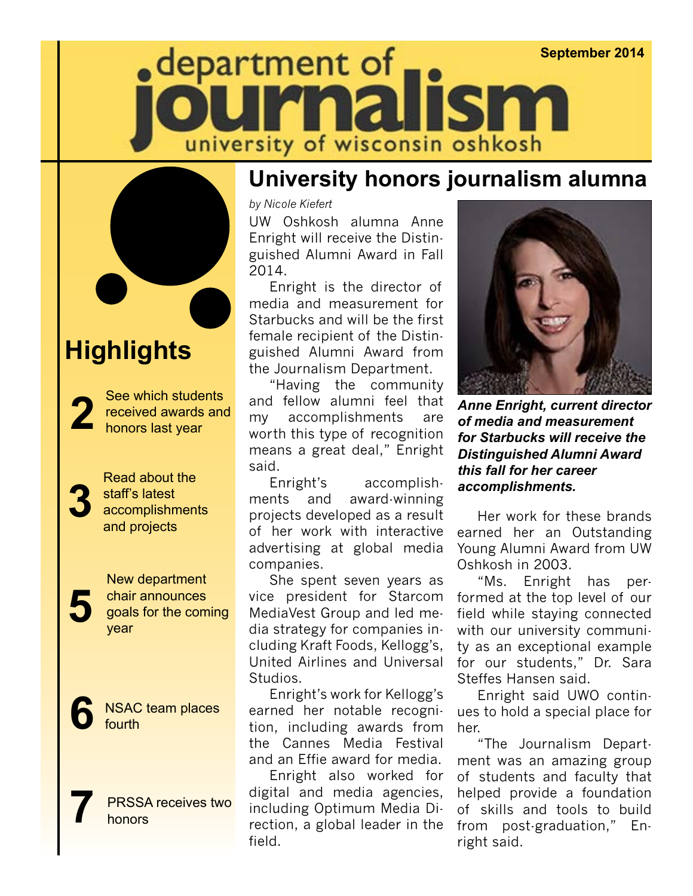# department of journalism

## university of wisconsin oshkosh

September 2014

## Highlights

**2** See which students received awards and honors last year

**3** Read about the staff's latest accomplishments and projects

**5** New department chair announces goals for the coming year

**6** NSAC team places fourth

**7** PRSSA receives two honors

# University honors journalism alumna

*by Nicole Kiefert*

UW Oshkosh alumna Anne Enright will receive the Distinguished Alumni Award in Fall 2014.

Enright is the director of media and measurement for Starbucks and will be the first female recipient of the Distinguished Alumni Award from the Journalism Department.

"Having the community and fellow alumni feel that my accomplishments are worth this type of recognition means a great deal," Enright said.

Enright's accomplishments and award-winning projects developed as a result of her work with interactive advertising at global media companies.

She spent seven years as vice president for Starcom MediaVest Group and led media strategy for companies including Kraft Foods, Kellogg's, United Airlines and Universal Studios.

Enright's work for Kellogg's earned her notable recognition, including awards from the Cannes Media Festival and an Effie award for media.

Enright also worked for digital and media agencies, including Optimum Media Direction, a global leader in the field.

***Anne Enright, current director of media and measurement for Starbucks will receive the Distinguished Alumni Award this fall for her career accomplishments.***

Her work for these brands earned her an Outstanding Young Alumni Award from UW Oshkosh in 2003.

"Ms. Enright has performed at the top level of our field while staying connected with our university community as an exceptional example for our students," Dr. Sara Steffes Hansen said.

Enright said UWO continues to hold a special place for her.

"The Journalism Department was an amazing group of students and faculty that helped provide a foundation of skills and tools to build from post-graduation," Enright said.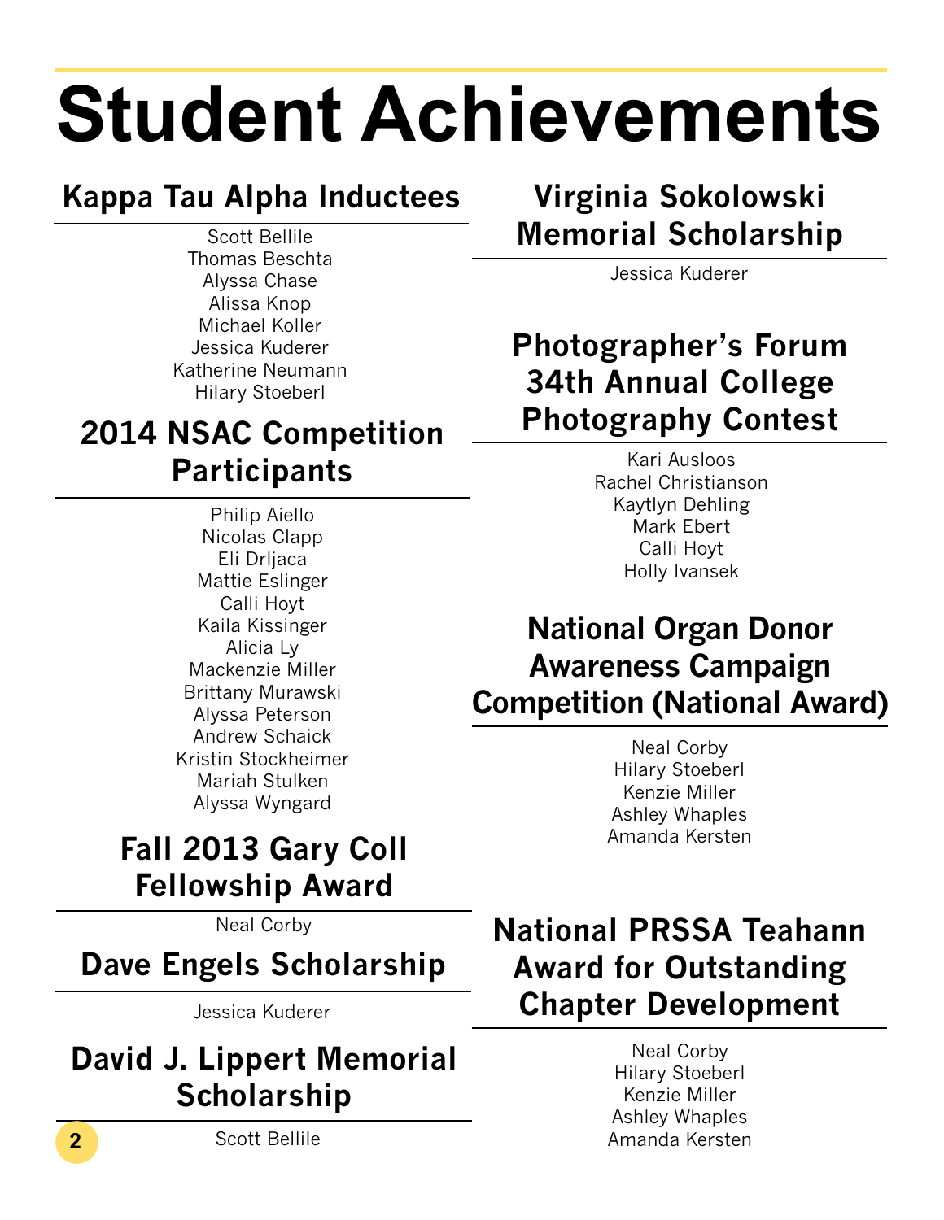# Student Achievements

## Kappa Tau Alpha Inductees

Scott Bellile
Thomas Beschta
Alyssa Chase
Alissa Knop
Michael Koller
Jessica Kuderer
Katherine Neumann
Hilary Stoeberl

## 2014 NSAC Competition Participants

Philip Aiello
Nicolas Clapp
Eli Drljaca
Mattie Eslinger
Calli Hoyt
Kaila Kissinger
Alicia Ly
Mackenzie Miller
Brittany Murawski
Alyssa Peterson
Andrew Schaick
Kristin Stockheimer
Mariah Stulken
Alyssa Wyngard

## Fall 2013 Gary Coll Fellowship Award

Neal Corby

## Dave Engels Scholarship

Jessica Kuderer

## David J. Lippert Memorial Scholarship

Scott Bellile

## Virginia Sokolowski Memorial Scholarship

Jessica Kuderer

## Photographer's Forum 34th Annual College Photography Contest

Kari Ausloos
Rachel Christianson
Kaytlyn Dehling
Mark Ebert
Calli Hoyt
Holly Ivansek

## National Organ Donor Awareness Campaign Competition (National Award)

Neal Corby
Hilary Stoeberl
Kenzie Miller
Ashley Whaples
Amanda Kersten

## National PRSSA Teahann Award for Outstanding Chapter Development

Neal Corby
Hilary Stoeberl
Kenzie Miller
Ashley Whaples
Amanda Kersten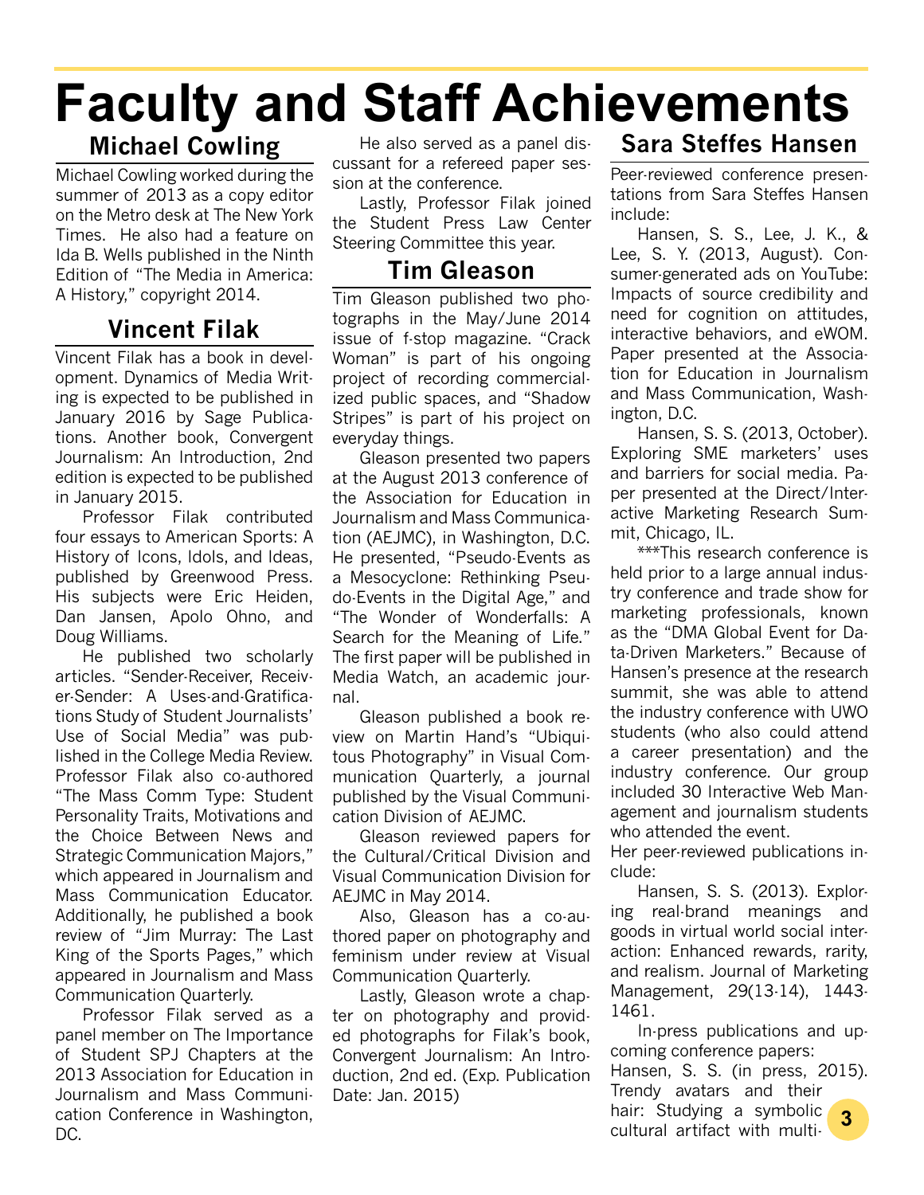# Faculty and Staff Achievements

## Michael Cowling

Michael Cowling worked during the summer of 2013 as a copy editor on the Metro desk at The New York Times. He also had a feature on Ida B. Wells published in the Ninth Edition of "The Media in America: A History," copyright 2014.

## Vincent Filak

Vincent Filak has a book in development. Dynamics of Media Writing is expected to be published in January 2016 by Sage Publications. Another book, Convergent Journalism: An Introduction, 2nd edition is expected to be published in January 2015.

Professor Filak contributed four essays to American Sports: A History of Icons, Idols, and Ideas, published by Greenwood Press. His subjects were Eric Heiden, Dan Jansen, Apolo Ohno, and Doug Williams.

He published two scholarly articles. "Sender-Receiver, Receiver-Sender: A Uses-and-Gratifications Study of Student Journalists' Use of Social Media" was published in the College Media Review. Professor Filak also co-authored "The Mass Comm Type: Student Personality Traits, Motivations and the Choice Between News and Strategic Communication Majors," which appeared in Journalism and Mass Communication Educator. Additionally, he published a book review of "Jim Murray: The Last King of the Sports Pages," which appeared in Journalism and Mass Communication Quarterly.

Professor Filak served as a panel member on The Importance of Student SPJ Chapters at the 2013 Association for Education in Journalism and Mass Communication Conference in Washington, DC.

He also served as a panel discussant for a refereed paper session at the conference.

Lastly, Professor Filak joined the Student Press Law Center Steering Committee this year.

## Tim Gleason

Tim Gleason published two photographs in the May/June 2014 issue of f-stop magazine. "Crack Woman" is part of his ongoing project of recording commercialized public spaces, and "Shadow Stripes" is part of his project on everyday things.

Gleason presented two papers at the August 2013 conference of the Association for Education in Journalism and Mass Communication (AEJMC), in Washington, D.C. He presented, "Pseudo-Events as a Mesocyclone: Rethinking Pseudo-Events in the Digital Age," and "The Wonder of Wonderfalls: A Search for the Meaning of Life." The first paper will be published in Media Watch, an academic journal.

Gleason published a book review on Martin Hand's "Ubiquitous Photography" in Visual Communication Quarterly, a journal published by the Visual Communication Division of AEJMC.

Gleason reviewed papers for the Cultural/Critical Division and Visual Communication Division for AEJMC in May 2014.

Also, Gleason has a co-authored paper on photography and feminism under review at Visual Communication Quarterly.

Lastly, Gleason wrote a chapter on photography and provided photographs for Filak's book, Convergent Journalism: An Introduction, 2nd ed. (Exp. Publication Date: Jan. 2015)

## Sara Steffes Hansen

Peer-reviewed conference presentations from Sara Steffes Hansen include:

Hansen, S. S., Lee, J. K., & Lee, S. Y. (2013, August). Consumer-generated ads on YouTube: Impacts of source credibility and need for cognition on attitudes, interactive behaviors, and eWOM. Paper presented at the Association for Education in Journalism and Mass Communication, Washington, D.C.

Hansen, S. S. (2013, October). Exploring SME marketers' uses and barriers for social media. Paper presented at the Direct/Interactive Marketing Research Summit, Chicago, IL.

***This research conference is held prior to a large annual industry conference and trade show for marketing professionals, known as the "DMA Global Event for Data-Driven Marketers." Because of Hansen's presence at the research summit, she was able to attend the industry conference with UWO students (who also could attend a career presentation) and the industry conference. Our group included 30 Interactive Web Management and journalism students who attended the event.

Her peer-reviewed publications include:

Hansen, S. S. (2013). Exploring real-brand meanings and goods in virtual world social interaction: Enhanced rewards, rarity, and realism. Journal of Marketing Management, 29(13-14), 1443-1461.

In-press publications and upcoming conference papers:

Hansen, S. S. (in press, 2015). Trendy avatars and their hair: Studying a symbolic cultural artifact with multi-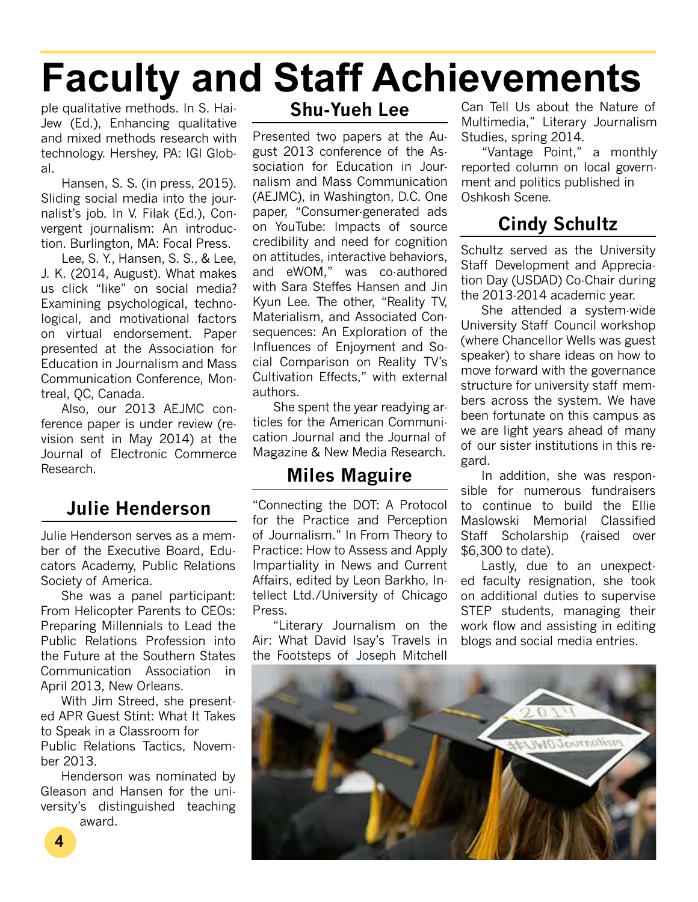# Faculty and Staff Achievements

ple qualitative methods. In S. Hai-Jew (Ed.), Enhancing qualitative and mixed methods research with technology. Hershey, PA: IGI Global.

Hansen, S. S. (in press, 2015). Sliding social media into the journalist's job. In V. Filak (Ed.), Convergent journalism: An introduction. Burlington, MA: Focal Press.

Lee, S. Y., Hansen, S. S., & Lee, J. K. (2014, August). What makes us click "like" on social media? Examining psychological, technological, and motivational factors on virtual endorsement. Paper presented at the Association for Education in Journalism and Mass Communication Conference, Montreal, QC, Canada.

Also, our 2013 AEJMC conference paper is under review (revision sent in May 2014) at the Journal of Electronic Commerce Research.

## Julie Henderson

Julie Henderson serves as a member of the Executive Board, Educators Academy, Public Relations Society of America.

She was a panel participant: From Helicopter Parents to CEOs: Preparing Millennials to Lead the Public Relations Profession into the Future at the Southern States Communication Association in April 2013, New Orleans.

With Jim Streed, she presented APR Guest Stint: What It Takes to Speak in a Classroom for Public Relations Tactics, November 2013.

Henderson was nominated by Gleason and Hansen for the university's distinguished teaching award.

## Shu-Yueh Lee

Presented two papers at the August 2013 conference of the Association for Education in Journalism and Mass Communication (AEJMC), in Washington, D.C. One paper, "Consumer-generated ads on YouTube: Impacts of source credibility and need for cognition on attitudes, interactive behaviors, and eWOM," was co-authored with Sara Steffes Hansen and Jin Kyun Lee. The other, "Reality TV, Materialism, and Associated Consequences: An Exploration of the Influences of Enjoyment and Social Comparison on Reality TV's Cultivation Effects," with external authors.

She spent the year readying articles for the American Communication Journal and the Journal of Magazine & New Media Research.

## Miles Maguire

"Connecting the DOT: A Protocol for the Practice and Perception of Journalism." In From Theory to Practice: How to Assess and Apply Impartiality in News and Current Affairs, edited by Leon Barkho, Intellect Ltd./University of Chicago Press.

"Literary Journalism on the Air: What David Isay's Travels in the Footsteps of Joseph Mitchell Can Tell Us about the Nature of Multimedia," Literary Journalism Studies, spring 2014.

"Vantage Point," a monthly reported column on local government and politics published in Oshkosh Scene.

## Cindy Schultz

Schultz served as the University Staff Development and Appreciation Day (USDAD) Co-Chair during the 2013-2014 academic year.

She attended a system-wide University Staff Council workshop (where Chancellor Wells was guest speaker) to share ideas on how to move forward with the governance structure for university staff members across the system. We have been fortunate on this campus as we are light years ahead of many of our sister institutions in this regard.

In addition, she was responsible for numerous fundraisers to continue to build the Ellie Maslowski Memorial Classified Staff Scholarship (raised over $6,300 to date).

Lastly, due to an unexpected faculty resignation, she took on additional duties to supervise STEP students, managing their work flow and assisting in editing blogs and social media entries.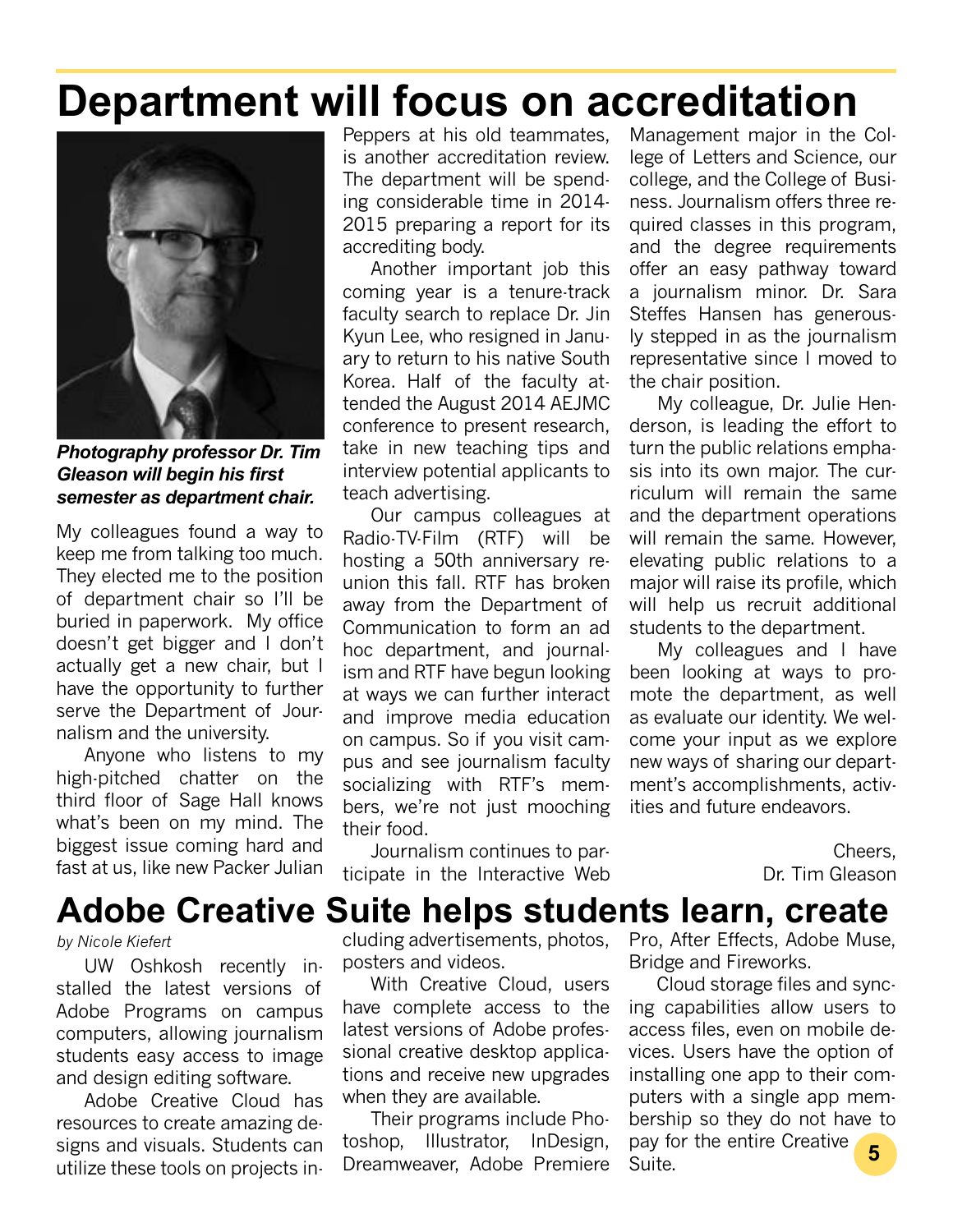# Department will focus on accreditation

***Photography professor Dr. Tim Gleason will begin his first semester as department chair.***

My colleagues found a way to keep me from talking too much. They elected me to the position of department chair so I'll be buried in paperwork. My office doesn't get bigger and I don't actually get a new chair, but I have the opportunity to further serve the Department of Journalism and the university.

Anyone who listens to my high-pitched chatter on the third floor of Sage Hall knows what's been on my mind. The biggest issue coming hard and fast at us, like new Packer Julian Peppers at his old teammates, is another accreditation review. The department will be spending considerable time in 2014-2015 preparing a report for its accrediting body.

Another important job this coming year is a tenure-track faculty search to replace Dr. Jin Kyun Lee, who resigned in January to return to his native South Korea. Half of the faculty attended the August 2014 AEJMC conference to present research, take in new teaching tips and interview potential applicants to teach advertising.

Our campus colleagues at Radio-TV-Film (RTF) will be hosting a 50th anniversary reunion this fall. RTF has broken away from the Department of Communication to form an ad hoc department, and journalism and RTF have begun looking at ways we can further interact and improve media education on campus. So if you visit campus and see journalism faculty socializing with RTF's members, we're not just mooching their food.

Journalism continues to participate in the Interactive Web Management major in the College of Letters and Science, our college, and the College of Business. Journalism offers three required classes in this program, and the degree requirements offer an easy pathway toward a journalism minor. Dr. Sara Steffes Hansen has generously stepped in as the journalism representative since I moved to the chair position.

My colleague, Dr. Julie Henderson, is leading the effort to turn the public relations emphasis into its own major. The curriculum will remain the same and the department operations will remain the same. However, elevating public relations to a major will raise its profile, which will help us recruit additional students to the department.

My colleagues and I have been looking at ways to promote the department, as well as evaluate our identity. We welcome your input as we explore new ways of sharing our department's accomplishments, activities and future endeavors.

Cheers,
Dr. Tim Gleason

# Adobe Creative Suite helps students learn, create

*by Nicole Kiefert*

UW Oshkosh recently installed the latest versions of Adobe Programs on campus computers, allowing journalism students easy access to image and design editing software.

Adobe Creative Cloud has resources to create amazing designs and visuals. Students can utilize these tools on projects including advertisements, photos, posters and videos.

With Creative Cloud, users have complete access to the latest versions of Adobe professional creative desktop applications and receive new upgrades when they are available.

Their programs include Photoshop, Illustrator, InDesign, Dreamweaver, Adobe Premiere Pro, After Effects, Adobe Muse, Bridge and Fireworks.

Cloud storage files and syncing capabilities allow users to access files, even on mobile devices. Users have the option of installing one app to their computers with a single app membership so they do not have to pay for the entire Creative Suite.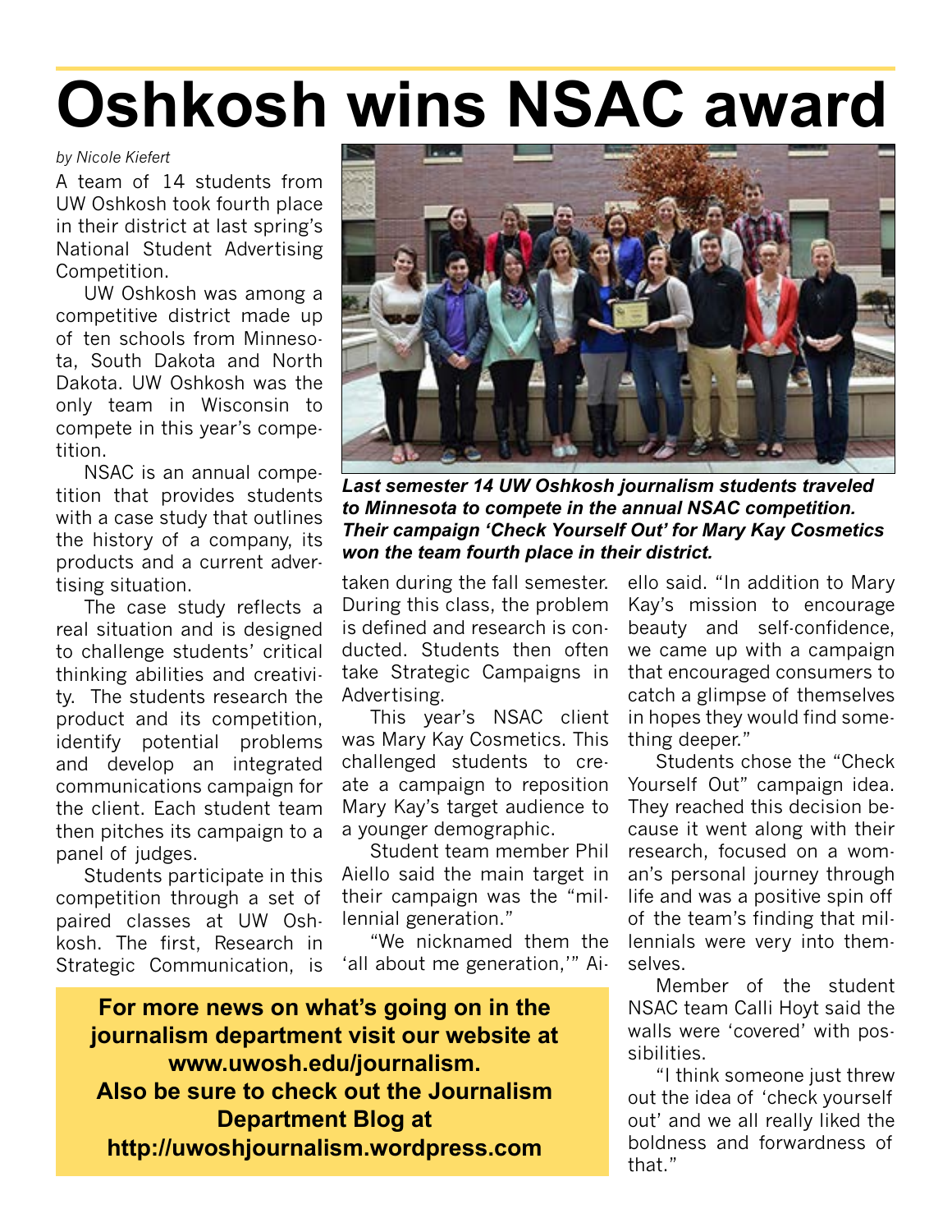# Oshkosh wins NSAC award

*by Nicole Kiefert*

A team of 14 students from UW Oshkosh took fourth place in their district at last spring's National Student Advertising Competition.

UW Oshkosh was among a competitive district made up of ten schools from Minnesota, South Dakota and North Dakota. UW Oshkosh was the only team in Wisconsin to compete in this year's competition.

NSAC is an annual competition that provides students with a case study that outlines the history of a company, its products and a current advertising situation.

The case study reflects a real situation and is designed to challenge students' critical thinking abilities and creativity. The students research the product and its competition, identify potential problems and develop an integrated communications campaign for the client. Each student team then pitches its campaign to a panel of judges.

Students participate in this competition through a set of paired classes at UW Oshkosh. The first, Research in Strategic Communication, is taken during the fall semester. During this class, the problem is defined and research is conducted. Students then often take Strategic Campaigns in Advertising.

***Last semester 14 UW Oshkosh journalism students traveled to Minnesota to compete in the annual NSAC competition. Their campaign 'Check Yourself Out' for Mary Kay Cosmetics won the team fourth place in their district.***

This year's NSAC client was Mary Kay Cosmetics. This challenged students to create a campaign to reposition Mary Kay's target audience to a younger demographic.

Student team member Phil Aiello said the main target in their campaign was the "millennial generation."

"We nicknamed them the 'all about me generation,'" Aiello said. "In addition to Mary Kay's mission to encourage beauty and self-confidence, we came up with a campaign that encouraged consumers to catch a glimpse of themselves in hopes they would find something deeper."

Students chose the "Check Yourself Out" campaign idea. They reached this decision because it went along with their research, focused on a woman's personal journey through life and was a positive spin off of the team's finding that millennials were very into themselves.

Member of the student NSAC team Calli Hoyt said the walls were 'covered' with possibilities.

"I think someone just threw out the idea of 'check yourself out' and we all really liked the boldness and forwardness of that."

**For more news on what's going on in the journalism department visit our website at www.uwosh.edu/journalism.**
**Also be sure to check out the Journalism Department Blog at http://uwoshjournalism.wordpress.com**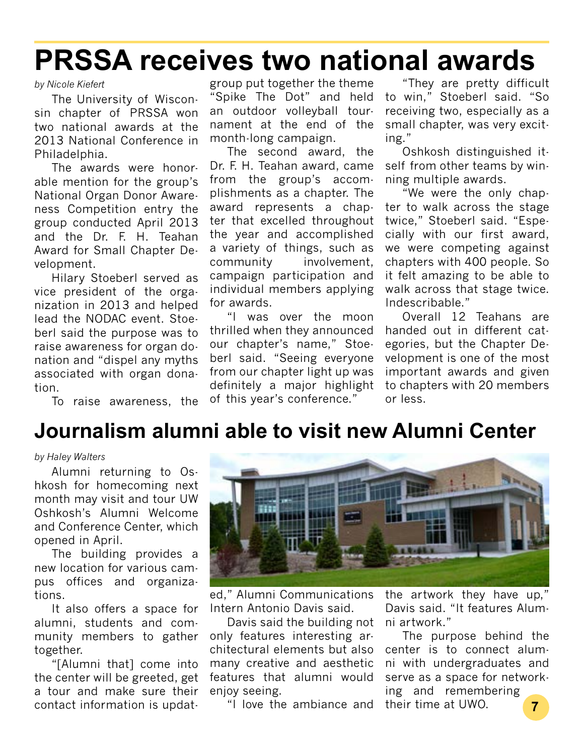# PRSSA receives two national awards

*by Nicole Kiefert*

The University of Wisconsin chapter of PRSSA won two national awards at the 2013 National Conference in Philadelphia.

The awards were honorable mention for the group's National Organ Donor Awareness Competition entry the group conducted April 2013 and the Dr. F. H. Teahan Award for Small Chapter Development.

Hilary Stoeberl served as vice president of the organization in 2013 and helped lead the NODAC event. Stoeberl said the purpose was to raise awareness for organ donation and "dispel any myths associated with organ donation.

To raise awareness, the group put together the theme "Spike The Dot" and held an outdoor volleyball tournament at the end of the month-long campaign.

The second award, the Dr. F. H. Teahan award, came from the group's accomplishments as a chapter. The award represents a chapter that excelled throughout the year and accomplished a variety of things, such as community involvement, campaign participation and individual members applying for awards.

"I was over the moon thrilled when they announced our chapter's name," Stoeberl said. "Seeing everyone from our chapter light up was definitely a major highlight of this year's conference."

"They are pretty difficult to win," Stoeberl said. "So receiving two, especially as a small chapter, was very exciting."

Oshkosh distinguished itself from other teams by winning multiple awards.

"We were the only chapter to walk across the stage twice," Stoeberl said. "Especially with our first award, we were competing against chapters with 400 people. So it felt amazing to be able to walk across that stage twice. Indescribable."

Overall 12 Teahans are handed out in different categories, but the Chapter Development is one of the most important awards and given to chapters with 20 members or less.

# Journalism alumni able to visit new Alumni Center

*by Haley Walters*

Alumni returning to Oshkosh for homecoming next month may visit and tour UW Oshkosh's Alumni Welcome and Conference Center, which opened in April.

The building provides a new location for various campus offices and organizations.

It also offers a space for alumni, students and community members to gather together.

"[Alumni that] come into the center will be greeted, get a tour and make sure their contact information is updated," Alumni Communications Intern Antonio Davis said.

Davis said the building not only features interesting architectural elements but also many creative and aesthetic features that alumni would enjoy seeing.

"I love the ambiance and the artwork they have up," Davis said. "It features Alumni artwork."

The purpose behind the center is to connect alumni with undergraduates and serve as a space for networking and remembering their time at UWO.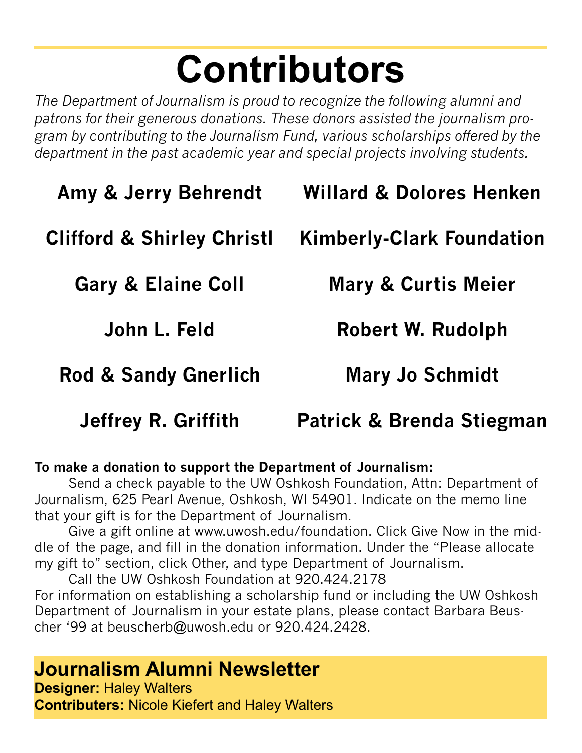# Contributors

*The Department of Journalism is proud to recognize the following alumni and patrons for their generous donations. These donors assisted the journalism program by contributing to the Journalism Fund, various scholarships offered by the department in the past academic year and special projects involving students.*

**Amy & Jerry Behrendt**

**Clifford & Shirley Christl**

**Gary & Elaine Coll**

**John L. Feld**

**Rod & Sandy Gnerlich**

**Jeffrey R. Griffith**

**Willard & Dolores Henken**

**Kimberly-Clark Foundation**

**Mary & Curtis Meier**

**Robert W. Rudolph**

**Mary Jo Schmidt**

**Patrick & Brenda Stiegman**

**To make a donation to support the Department of Journalism:**

Send a check payable to the UW Oshkosh Foundation, Attn: Department of Journalism, 625 Pearl Avenue, Oshkosh, WI 54901. Indicate on the memo line that your gift is for the Department of Journalism.

Give a gift online at www.uwosh.edu/foundation. Click Give Now in the middle of the page, and fill in the donation information. Under the "Please allocate my gift to" section, click Other, and type Department of Journalism.

Call the UW Oshkosh Foundation at 920.424.2178

For information on establishing a scholarship fund or including the UW Oshkosh Department of Journalism in your estate plans, please contact Barbara Beuscher '99 at beuscherb@uwosh.edu or 920.424.2428.

## Journalism Alumni Newsletter

**Designer:** Haley Walters

**Contributers:** Nicole Kiefert and Haley Walters